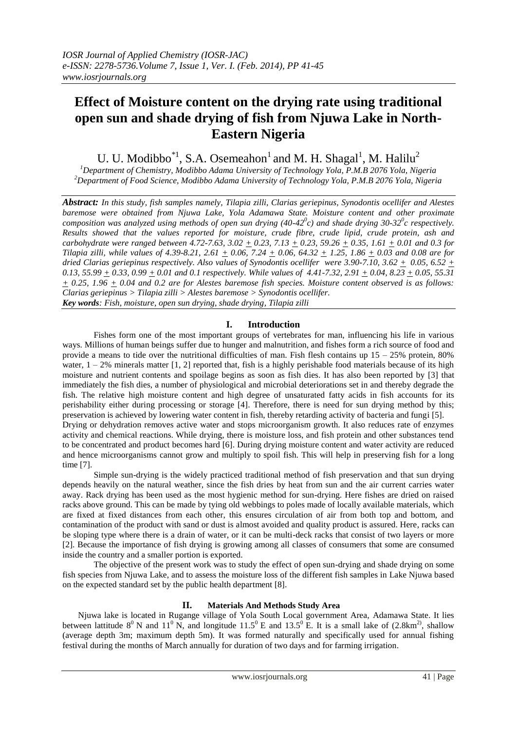# Effect of Moisture content on the drying rate using traditional open sun and shade drying of fish from Njuwa Lake in North-Eastern Nigeria

U. U. Modibbo*[1], S.A. Osemeahon[1] and M. H. Shagal[1], M. Halilu[2]

[1]*Department of Chemistry, Modibbo Adama University of Technology Yola, P.M.B 2076 Yola, Nigeria*
[2]*Department of Food Science, Modibbo Adama University of Technology Yola, P.M.B 2076 Yola, Nigeria*

***Abstract:*** *In this study, fish samples namely, Tilapia zilli, Clarias geriepinus, Synodontis ocellifer and Alestes baremose were obtained from Njuwa Lake, Yola Adamawa State. Moisture content and other proximate composition was analyzed using methods of open sun drying (40-42$^0$c) and shade drying 30-32$^0$c respectively. Results showed that the values reported for moisture, crude fibre, crude lipid, crude protein, ash and carbohydrate were ranged between 4.72-7.63, 3.02 $\pm$ 0.23, 7.13 $\pm$ 0.23, 59.26 $\pm$ 0.35, 1.61 $\pm$ 0.01 and 0.3 for Tilapia zilli, while values of 4.39-8.21, 2.61 $\pm$ 0.06, 7.24 $\pm$ 0.06, 64.32 $\pm$ 1.25, 1.86 $\pm$ 0.03 and 0.08 are for dried Clarias geriepinus respectively. Also values of Synodontis ocellifer were 3.90-7.10, 3.62 $\pm$ 0.05, 6.52 $\pm$ 0.13, 55.99 $\pm$ 0.33, 0.99 $\pm$ 0.01 and 0.1 respectively. While values of 4.41-7.32, 2.91 $\pm$ 0.04, 8.23 $\pm$ 0.05, 55.31 $\pm$ 0.25, 1.96 $\pm$ 0.04 and 0.2 are for Alestes baremose fish species. Moisture content observed is as follows: Clarias geriepinus > Tilapia zilli > Alestes baremose > Synodontis ocellifer.*

***Key words****: Fish, moisture, open sun drying, shade drying, Tilapia zilli*

## I. Introduction

Fishes form one of the most important groups of vertebrates for man, influencing his life in various ways. Millions of human beings suffer due to hunger and malnutrition, and fishes form a rich source of food and provide a means to tide over the nutritional difficulties of man. Fish flesh contains up 15 – 25% protein, 80% water, 1 – 2% minerals matter [1, 2] reported that, fish is a highly perishable food materials because of its high moisture and nutrient contents and spoilage begins as soon as fish dies. It has also been reported by [3] that immediately the fish dies, a number of physiological and microbial deteriorations set in and thereby degrade the fish. The relative high moisture content and high degree of unsaturated fatty acids in fish accounts for its perishability either during processing or storage [4]. Therefore, there is need for sun drying method by this; preservation is achieved by lowering water content in fish, thereby retarding activity of bacteria and fungi [5].

Drying or dehydration removes active water and stops microorganism growth. It also reduces rate of enzymes activity and chemical reactions. While drying, there is moisture loss, and fish protein and other substances tend to be concentrated and product becomes hard [6]. During drying moisture content and water activity are reduced and hence microorganisms cannot grow and multiply to spoil fish. This will help in preserving fish for a long time [7].

Simple sun-drying is the widely practiced traditional method of fish preservation and that sun drying depends heavily on the natural weather, since the fish dries by heat from sun and the air current carries water away. Rack drying has been used as the most hygienic method for sun-drying. Here fishes are dried on raised racks above ground. This can be made by tying old webbings to poles made of locally available materials, which are fixed at fixed distances from each other, this ensures circulation of air from both top and bottom, and contamination of the product with sand or dust is almost avoided and quality product is assured. Here, racks can be sloping type where there is a drain of water, or it can be multi-deck racks that consist of two layers or more [2]. Because the importance of fish drying is growing among all classes of consumers that some are consumed inside the country and a smaller portion is exported.

The objective of the present work was to study the effect of open sun-drying and shade drying on some fish species from Njuwa Lake, and to assess the moisture loss of the different fish samples in Lake Njuwa based on the expected standard set by the public health department [8].

## II. Materials And Methods Study Area

Njuwa lake is located in Rugange village of Yola South Local government Area, Adamawa State. It lies between lattitude 8$^0$ N and 11$^0$ N, and longitude 11.5$^0$ E and 13.5$^0$ E. It is a small lake of (2.8km$^2$), shallow (average depth 3m; maximum depth 5m). It was formed naturally and specifically used for annual fishing festival during the months of March annually for duration of two days and for farming irrigation.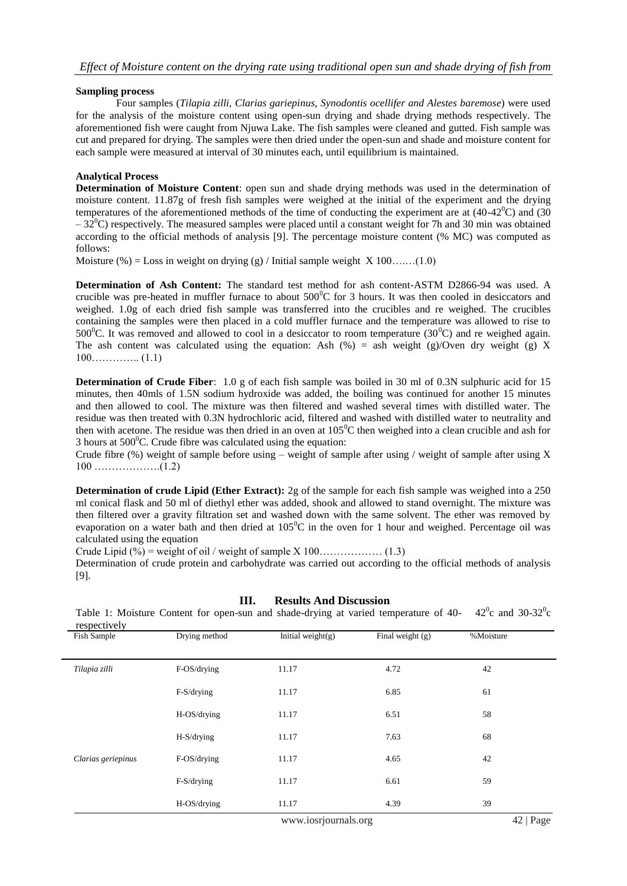**Sampling process**

Four samples (*Tilapia zilli, Clarias gariepinus, Synodontis ocellifer and Alestes baremose*) were used for the analysis of the moisture content using open-sun drying and shade drying methods respectively. The aforementioned fish were caught from Njuwa Lake. The fish samples were cleaned and gutted. Fish sample was cut and prepared for drying. The samples were then dried under the open-sun and shade and moisture content for each sample were measured at interval of 30 minutes each, until equilibrium is maintained.

**Analytical Process**

**Determination of Moisture Content**: open sun and shade drying methods was used in the determination of moisture content. 11.87g of fresh fish samples were weighed at the initial of the experiment and the drying temperatures of the aforementioned methods of the time of conducting the experiment are at (40-42$^0$C) and (30 – 32$^0$C) respectively. The measured samples were placed until a constant weight for 7h and 30 min was obtained according to the official methods of analysis [9]. The percentage moisture content (% MC) was computed as follows:

Moisture (%) = Loss in weight on drying (g) / Initial sample weight X 100…….(1.0)

**Determination of Ash Content:** The standard test method for ash content-ASTM D2866-94 was used. A crucible was pre-heated in muffler furnace to about 500$^0$C for 3 hours. It was then cooled in desiccators and weighed. 1.0g of each dried fish sample was transferred into the crucibles and re weighed. The crucibles containing the samples were then placed in a cold muffler furnace and the temperature was allowed to rise to 500$^0$C. It was removed and allowed to cool in a desiccator to room temperature (30$^0$C) and re weighed again. The ash content was calculated using the equation: Ash (%) = ash weight (g)/Oven dry weight (g) X 100………….. (1.1)

**Determination of Crude Fiber**: 1.0 g of each fish sample was boiled in 30 ml of 0.3N sulphuric acid for 15 minutes, then 40mls of 1.5N sodium hydroxide was added, the boiling was continued for another 15 minutes and then allowed to cool. The mixture was then filtered and washed several times with distilled water. The residue was then treated with 0.3N hydrochloric acid, filtered and washed with distilled water to neutrality and then with acetone. The residue was then dried in an oven at 105$^0$C then weighed into a clean crucible and ash for 3 hours at 500$^0$C. Crude fibre was calculated using the equation:

Crude fibre (%) weight of sample before using – weight of sample after using / weight of sample after using X 100 ……………….(1.2)

**Determination of crude Lipid (Ether Extract):** 2g of the sample for each fish sample was weighed into a 250 ml conical flask and 50 ml of diethyl ether was added, shook and allowed to stand overnight. The mixture was then filtered over a gravity filtration set and washed down with the same solvent. The ether was removed by evaporation on a water bath and then dried at 105$^0$C in the oven for 1 hour and weighed. Percentage oil was calculated using the equation

Crude Lipid (%) = weight of oil / weight of sample X 100……………… (1.3)

Determination of crude protein and carbohydrate was carried out according to the official methods of analysis [9].

## III. Results And Discussion

Table 1: Moisture Content for open-sun and shade-drying at varied temperature of 40- 42$^0$c and 30-32$^0$c respectively

| Fish Sample | Drying method | Initial weight(g) | Final weight (g) | %Moisture |
|---|---|---|---|---|
| *Tilapia zilli* | F-OS/drying | 11.17 | 4.72 | 42 |
| | F-S/drying | 11.17 | 6.85 | 61 |
| | H-OS/drying | 11.17 | 6.51 | 58 |
| | H-S/drying | 11.17 | 7.63 | 68 |
| *Clarias geriepinus* | F-OS/drying | 11.17 | 4.65 | 42 |
| | F-S/drying | 11.17 | 6.61 | 59 |
| | H-OS/drying | 11.17 | 4.39 | 39 |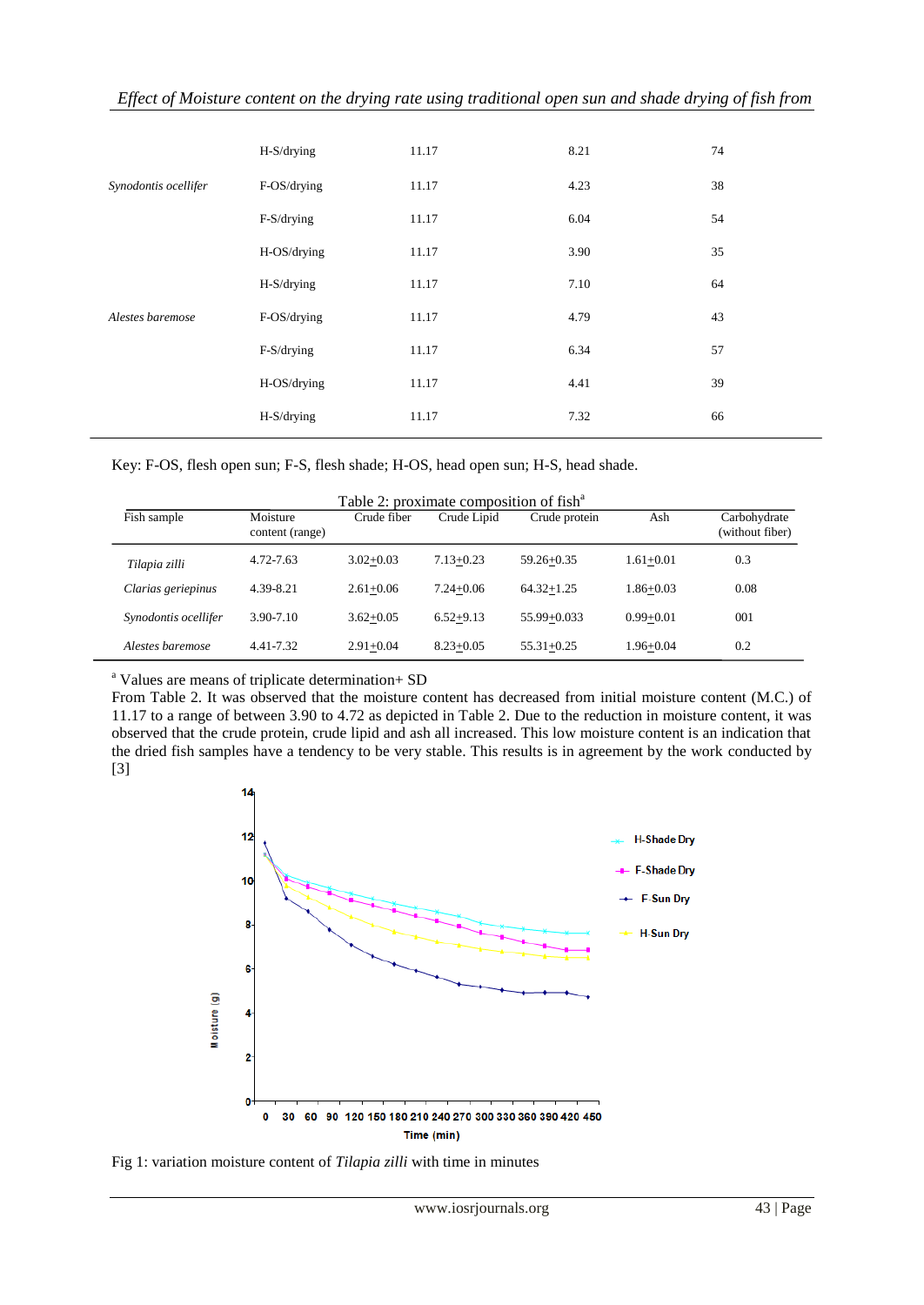| | H-S/drying | 11.17 | 8.21 | 74 |
|---|---|---|---|---|
| *Synodontis ocellifer* | F-OS/drying | 11.17 | 4.23 | 38 |
| | F-S/drying | 11.17 | 6.04 | 54 |
| | H-OS/drying | 11.17 | 3.90 | 35 |
| | H-S/drying | 11.17 | 7.10 | 64 |
| *Alestes baremose* | F-OS/drying | 11.17 | 4.79 | 43 |
| | F-S/drying | 11.17 | 6.34 | 57 |
| | H-OS/drying | 11.17 | 4.41 | 39 |
| | H-S/drying | 11.17 | 7.32 | 66 |

Key: F-OS, flesh open sun; F-S, flesh shade; H-OS, head open sun; H-S, head shade.

Table 2: proximate composition of fish[a]

| Fish sample | Moisture content (range) | Crude fiber | Crude Lipid | Crude protein | Ash | Carbohydrate (without fiber) |
|---|---|---|---|---|---|---|
| *Tilapia zilli* | 4.72-7.63 | 3.02+0.03 | 7.13+0.23 | 59.26+0.35 | 1.61+0.01 | 0.3 |
| *Clarias geriepinus* | 4.39-8.21 | 2.61+0.06 | 7.24+0.06 | 64.32+1.25 | 1.86+0.03 | 0.08 |
| *Synodontis ocellifer* | 3.90-7.10 | 3.62+0.05 | 6.52+9.13 | 55.99+0.033 | 0.99+0.01 | 001 |
| *Alestes baremose* | 4.41-7.32 | 2.91+0.04 | 8.23+0.05 | 55.31+0.25 | 1.96+0.04 | 0.2 |

[a] Values are means of triplicate determination+ SD

From Table 2. It was observed that the moisture content has decreased from initial moisture content (M.C.) of 11.17 to a range of between 3.90 to 4.72 as depicted in Table 2. Due to the reduction in moisture content, it was observed that the crude protein, crude lipid and ash all increased. This low moisture content is an indication that the dried fish samples have a tendency to be very stable. This results is in agreement by the work conducted by [3]

Fig 1: variation moisture content of *Tilapia zilli* with time in minutes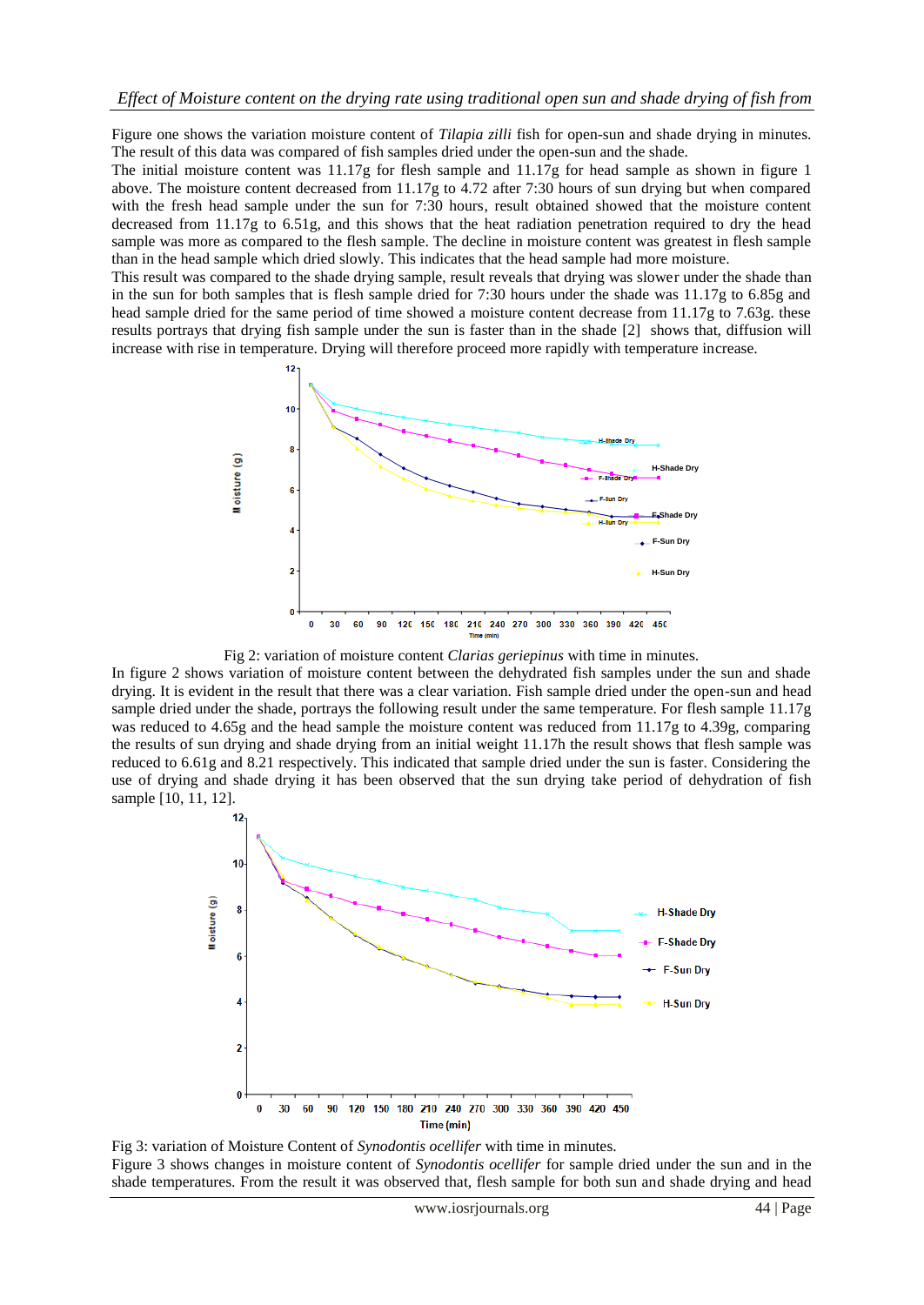Figure one shows the variation moisture content of *Tilapia zilli* fish for open-sun and shade drying in minutes. The result of this data was compared of fish samples dried under the open-sun and the shade.

The initial moisture content was 11.17g for flesh sample and 11.17g for head sample as shown in figure 1 above. The moisture content decreased from 11.17g to 4.72 after 7:30 hours of sun drying but when compared with the fresh head sample under the sun for 7:30 hours, result obtained showed that the moisture content decreased from 11.17g to 6.51g, and this shows that the heat radiation penetration required to dry the head sample was more as compared to the flesh sample. The decline in moisture content was greatest in flesh sample than in the head sample which dried slowly. This indicates that the head sample had more moisture.

This result was compared to the shade drying sample, result reveals that drying was slower under the shade than in the sun for both samples that is flesh sample dried for 7:30 hours under the shade was 11.17g to 6.85g and head sample dried for the same period of time showed a moisture content decrease from 11.17g to 7.63g. these results portrays that drying fish sample under the sun is faster than in the shade [2] shows that, diffusion will increase with rise in temperature. Drying will therefore proceed more rapidly with temperature increase.

Fig 2: variation of moisture content *Clarias geriepinus* with time in minutes.

In figure 2 shows variation of moisture content between the dehydrated fish samples under the sun and shade drying. It is evident in the result that there was a clear variation. Fish sample dried under the open-sun and head sample dried under the shade, portrays the following result under the same temperature. For flesh sample 11.17g was reduced to 4.65g and the head sample the moisture content was reduced from 11.17g to 4.39g, comparing the results of sun drying and shade drying from an initial weight 11.17h the result shows that flesh sample was reduced to 6.61g and 8.21 respectively. This indicated that sample dried under the sun is faster. Considering the use of drying and shade drying it has been observed that the sun drying take period of dehydration of fish sample [10, 11, 12].

Fig 3: variation of Moisture Content of *Synodontis ocellifer* with time in minutes.

Figure 3 shows changes in moisture content of *Synodontis ocellifer* for sample dried under the sun and in the shade temperatures. From the result it was observed that, flesh sample for both sun and shade drying and head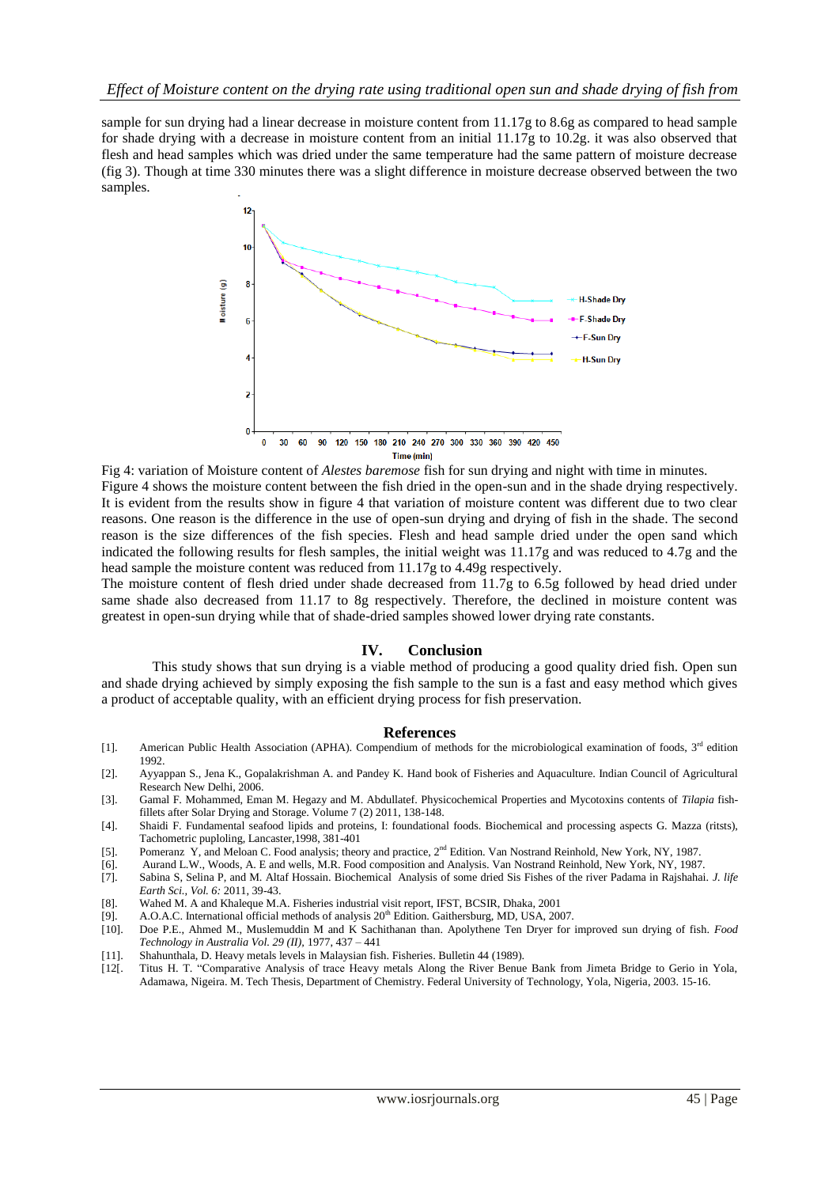sample for sun drying had a linear decrease in moisture content from 11.17g to 8.6g as compared to head sample for shade drying with a decrease in moisture content from an initial 11.17g to 10.2g. it was also observed that flesh and head samples which was dried under the same temperature had the same pattern of moisture decrease (fig 3). Though at time 330 minutes there was a slight difference in moisture decrease observed between the two samples.

Moisture (g)

12
10
8
6
4
2
0

0 30 60 90 120 150 180 210 240 270 300 330 360 390 420 450

Time (min)

H-Shade Dry
F-Shade Dry
F-Sun Dry
H-Sun Dry

Fig 4: variation of Moisture content of *Alestes baremose* fish for sun drying and night with time in minutes.

Figure 4 shows the moisture content between the fish dried in the open-sun and in the shade drying respectively. It is evident from the results show in figure 4 that variation of moisture content was different due to two clear reasons. One reason is the difference in the use of open-sun drying and drying of fish in the shade. The second reason is the size differences of the fish species. Flesh and head sample dried under the open sand which indicated the following results for flesh samples, the initial weight was 11.17g and was reduced to 4.7g and the head sample the moisture content was reduced from 11.17g to 4.49g respectively.

The moisture content of flesh dried under shade decreased from 11.7g to 6.5g followed by head dried under same shade also decreased from 11.17 to 8g respectively. Therefore, the declined in moisture content was greatest in open-sun drying while that of shade-dried samples showed lower drying rate constants.

## IV. Conclusion

This study shows that sun drying is a viable method of producing a good quality dried fish. Open sun and shade drying achieved by simply exposing the fish sample to the sun is a fast and easy method which gives a product of acceptable quality, with an efficient drying process for fish preservation.

## References

[1]. American Public Health Association (APHA). Compendium of methods for the microbiological examination of foods, 3rd edition 1992.

[2]. Ayyappan S., Jena K., Gopalakrishman A. and Pandey K. Hand book of Fisheries and Aquaculture. Indian Council of Agricultural Research New Delhi, 2006.

[3]. Gamal F. Mohammed, Eman M. Hegazy and M. Abdullatef. Physicochemical Properties and Mycotoxins contents of *Tilapia* fish-fillets after Solar Drying and Storage. Volume 7 (2) 2011, 138-148.

[4]. Shaidi F. Fundamental seafood lipids and proteins, I: foundational foods. Biochemical and processing aspects G. Mazza (ritsts), Tachometric puploling, Lancaster,1998, 381-401

[5]. Pomeranz Y, and Meloan C. Food analysis; theory and practice, 2nd Edition. Van Nostrand Reinhold, New York, NY, 1987.

[6]. Aurand L.W., Woods, A. E and wells, M.R. Food composition and Analysis. Van Nostrand Reinhold, New York, NY, 1987.

[7]. Sabina S, Selina P, and M. Altaf Hossain. Biochemical Analysis of some dried Sis Fishes of the river Padama in Rajshahai. *J. life Earth Sci., Vol. 6:* 2011, 39-43.

[8]. Wahed M. A and Khaleque M.A. Fisheries industrial visit report, IFST, BCSIR, Dhaka, 2001

[9]. A.O.A.C. International official methods of analysis 20th Edition. Gaithersburg, MD, USA, 2007.

[10]. Doe P.E., Ahmed M., Muslemuddin M and K Sachithanan than. Apolythene Ten Dryer for improved sun drying of fish. *Food Technology in Australia Vol. 29 (II),* 1977, 437 – 441

[11]. Shahunthala, D. Heavy metals levels in Malaysian fish. Fisheries. Bulletin 44 (1989).

[12[. Titus H. T. "Comparative Analysis of trace Heavy metals Along the River Benue Bank from Jimeta Bridge to Gerio in Yola, Adamawa, Nigeira. M. Tech Thesis, Department of Chemistry. Federal University of Technology, Yola, Nigeria, 2003. 15-16.